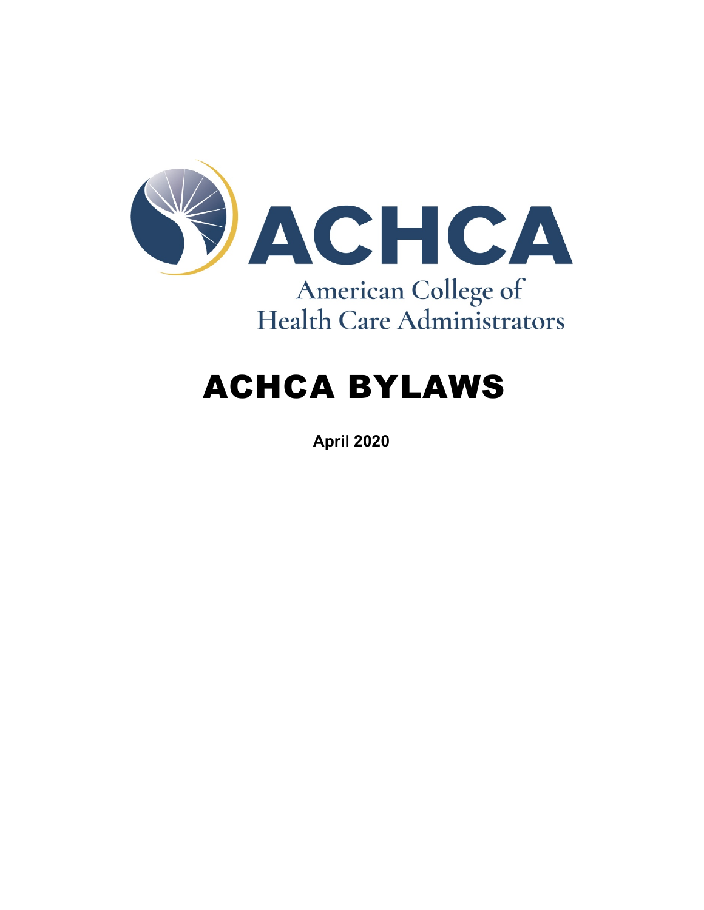ACHCA

American College of
Health Care Administrators

# ACHCA BYLAWS

**April 2020**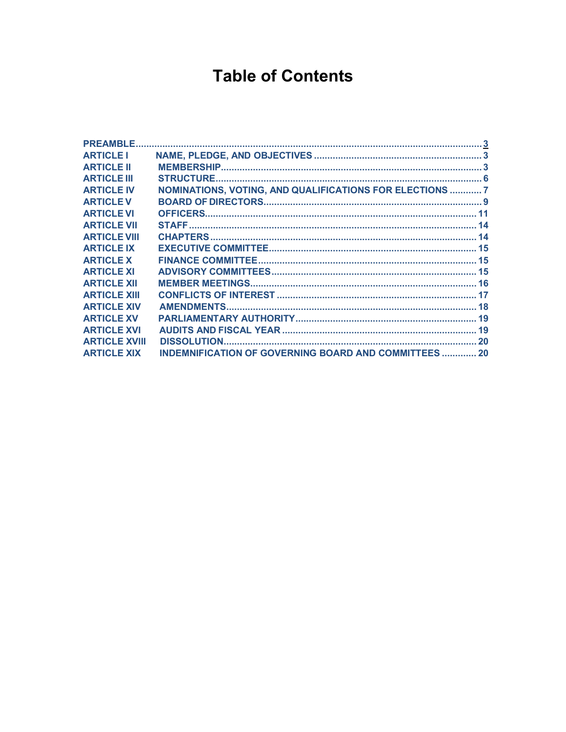# Table of Contents

| | | |
|---|---|---|
| PREAMBLE | | 3 |
| ARTICLE I | NAME, PLEDGE, AND OBJECTIVES | 3 |
| ARTICLE II | MEMBERSHIP | 3 |
| ARTICLE III | STRUCTURE | 6 |
| ARTICLE IV | NOMINATIONS, VOTING, AND QUALIFICATIONS FOR ELECTIONS | 7 |
| ARTICLE V | BOARD OF DIRECTORS | 9 |
| ARTICLE VI | OFFICERS | 11 |
| ARTICLE VII | STAFF | 14 |
| ARTICLE VIII | CHAPTERS | 14 |
| ARTICLE IX | EXECUTIVE COMMITTEE | 15 |
| ARTICLE X | FINANCE COMMITTEE | 15 |
| ARTICLE XI | ADVISORY COMMITTEES | 15 |
| ARTICLE XII | MEMBER MEETINGS | 16 |
| ARTICLE XIII | CONFLICTS OF INTEREST | 17 |
| ARTICLE XIV | AMENDMENTS | 18 |
| ARTICLE XV | PARLIAMENTARY AUTHORITY | 19 |
| ARTICLE XVI | AUDITS AND FISCAL YEAR | 19 |
| ARTICLE XVIII | DISSOLUTION | 20 |
| ARTICLE XIX | INDEMNIFICATION OF GOVERNING BOARD AND COMMITTEES | 20 |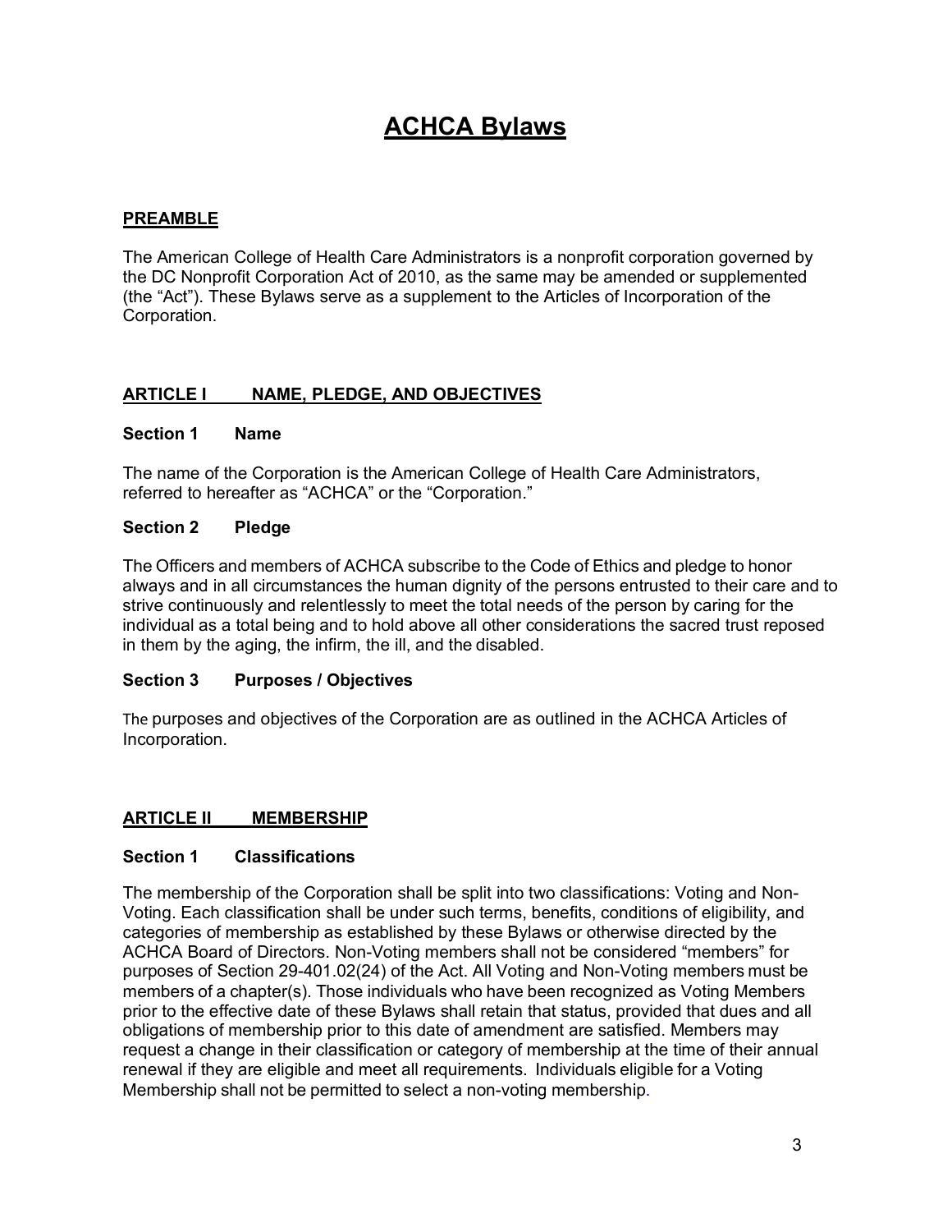# ACHCA Bylaws

## PREAMBLE

The American College of Health Care Administrators is a nonprofit corporation governed by the DC Nonprofit Corporation Act of 2010, as the same may be amended or supplemented (the "Act"). These Bylaws serve as a supplement to the Articles of Incorporation of the Corporation.

## ARTICLE I NAME, PLEDGE, AND OBJECTIVES

### Section 1 Name

The name of the Corporation is the American College of Health Care Administrators, referred to hereafter as "ACHCA" or the "Corporation."

### Section 2 Pledge

The Officers and members of ACHCA subscribe to the Code of Ethics and pledge to honor always and in all circumstances the human dignity of the persons entrusted to their care and to strive continuously and relentlessly to meet the total needs of the person by caring for the individual as a total being and to hold above all other considerations the sacred trust reposed in them by the aging, the infirm, the ill, and the disabled.

### Section 3 Purposes / Objectives

The purposes and objectives of the Corporation are as outlined in the ACHCA Articles of Incorporation.

## ARTICLE II MEMBERSHIP

### Section 1 Classifications

The membership of the Corporation shall be split into two classifications: Voting and Non-Voting. Each classification shall be under such terms, benefits, conditions of eligibility, and categories of membership as established by these Bylaws or otherwise directed by the ACHCA Board of Directors. Non-Voting members shall not be considered "members" for purposes of Section 29-401.02(24) of the Act. All Voting and Non-Voting members must be members of a chapter(s). Those individuals who have been recognized as Voting Members prior to the effective date of these Bylaws shall retain that status, provided that dues and all obligations of membership prior to this date of amendment are satisfied. Members may request a change in their classification or category of membership at the time of their annual renewal if they are eligible and meet all requirements. Individuals eligible for a Voting Membership shall not be permitted to select a non-voting membership.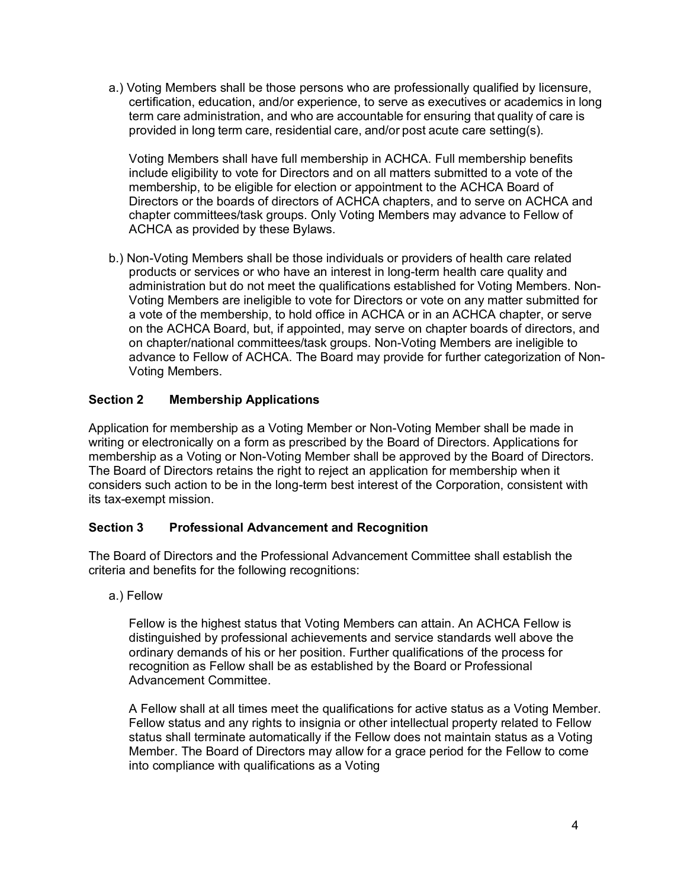a.) Voting Members shall be those persons who are professionally qualified by licensure, certification, education, and/or experience, to serve as executives or academics in long term care administration, and who are accountable for ensuring that quality of care is provided in long term care, residential care, and/or post acute care setting(s).

Voting Members shall have full membership in ACHCA. Full membership benefits include eligibility to vote for Directors and on all matters submitted to a vote of the membership, to be eligible for election or appointment to the ACHCA Board of Directors or the boards of directors of ACHCA chapters, and to serve on ACHCA and chapter committees/task groups. Only Voting Members may advance to Fellow of ACHCA as provided by these Bylaws.

b.) Non-Voting Members shall be those individuals or providers of health care related products or services or who have an interest in long-term health care quality and administration but do not meet the qualifications established for Voting Members. Non-Voting Members are ineligible to vote for Directors or vote on any matter submitted for a vote of the membership, to hold office in ACHCA or in an ACHCA chapter, or serve on the ACHCA Board, but, if appointed, may serve on chapter boards of directors, and on chapter/national committees/task groups. Non-Voting Members are ineligible to advance to Fellow of ACHCA. The Board may provide for further categorization of Non-Voting Members.

### Section 2 Membership Applications

Application for membership as a Voting Member or Non-Voting Member shall be made in writing or electronically on a form as prescribed by the Board of Directors. Applications for membership as a Voting or Non-Voting Member shall be approved by the Board of Directors. The Board of Directors retains the right to reject an application for membership when it considers such action to be in the long-term best interest of the Corporation, consistent with its tax-exempt mission.

### Section 3 Professional Advancement and Recognition

The Board of Directors and the Professional Advancement Committee shall establish the criteria and benefits for the following recognitions:

a.) Fellow

Fellow is the highest status that Voting Members can attain. An ACHCA Fellow is distinguished by professional achievements and service standards well above the ordinary demands of his or her position. Further qualifications of the process for recognition as Fellow shall be as established by the Board or Professional Advancement Committee.

A Fellow shall at all times meet the qualifications for active status as a Voting Member. Fellow status and any rights to insignia or other intellectual property related to Fellow status shall terminate automatically if the Fellow does not maintain status as a Voting Member. The Board of Directors may allow for a grace period for the Fellow to come into compliance with qualifications as a Voting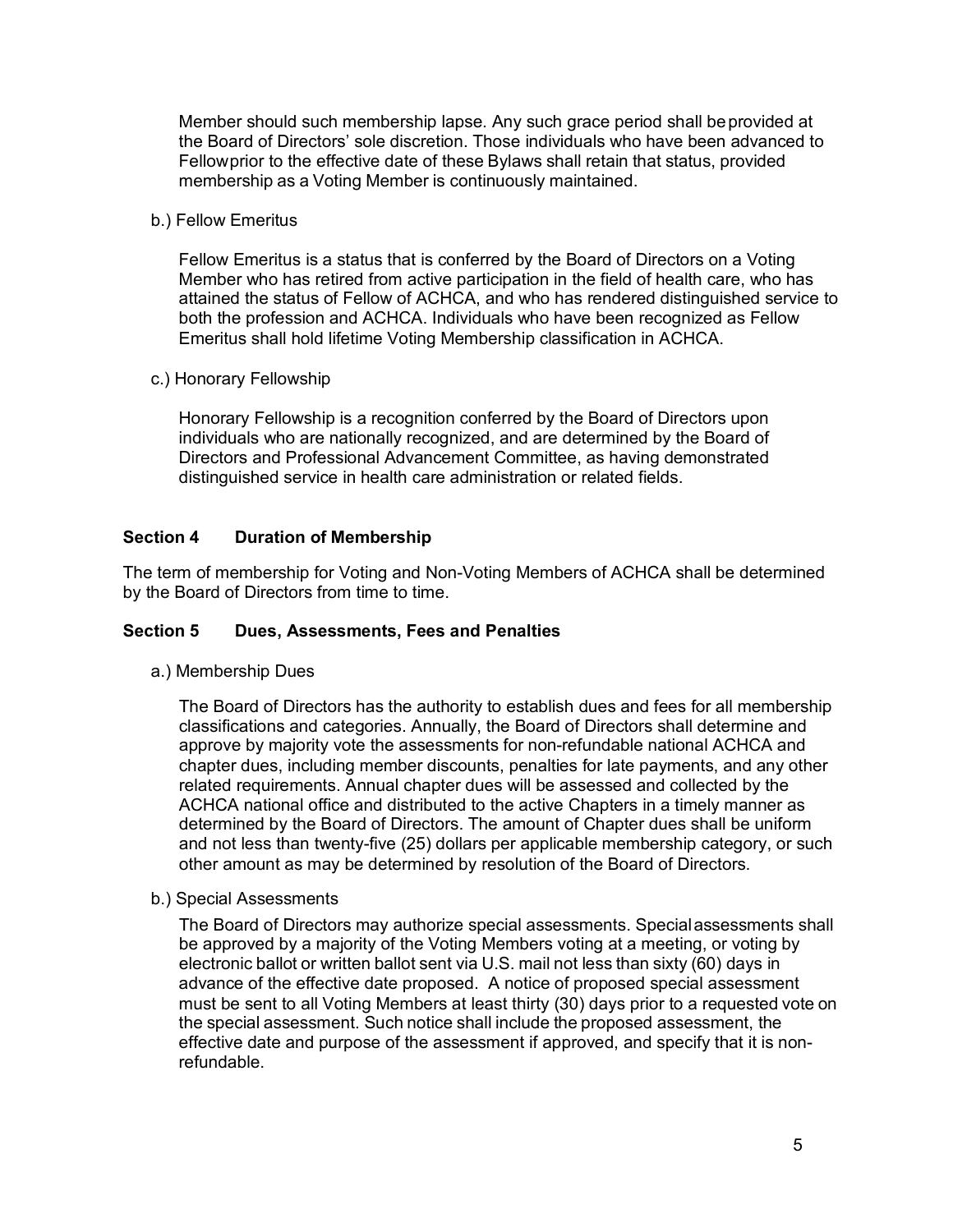Member should such membership lapse. Any such grace period shall be provided at the Board of Directors' sole discretion. Those individuals who have been advanced to Fellow prior to the effective date of these Bylaws shall retain that status, provided membership as a Voting Member is continuously maintained.

b.) Fellow Emeritus

Fellow Emeritus is a status that is conferred by the Board of Directors on a Voting Member who has retired from active participation in the field of health care, who has attained the status of Fellow of ACHCA, and who has rendered distinguished service to both the profession and ACHCA. Individuals who have been recognized as Fellow Emeritus shall hold lifetime Voting Membership classification in ACHCA.

c.) Honorary Fellowship

Honorary Fellowship is a recognition conferred by the Board of Directors upon individuals who are nationally recognized, and are determined by the Board of Directors and Professional Advancement Committee, as having demonstrated distinguished service in health care administration or related fields.

### Section 4 Duration of Membership

The term of membership for Voting and Non-Voting Members of ACHCA shall be determined by the Board of Directors from time to time.

### Section 5 Dues, Assessments, Fees and Penalties

a.) Membership Dues

The Board of Directors has the authority to establish dues and fees for all membership classifications and categories. Annually, the Board of Directors shall determine and approve by majority vote the assessments for non-refundable national ACHCA and chapter dues, including member discounts, penalties for late payments, and any other related requirements. Annual chapter dues will be assessed and collected by the ACHCA national office and distributed to the active Chapters in a timely manner as determined by the Board of Directors. The amount of Chapter dues shall be uniform and not less than twenty-five (25) dollars per applicable membership category, or such other amount as may be determined by resolution of the Board of Directors.

b.) Special Assessments

The Board of Directors may authorize special assessments. Special assessments shall be approved by a majority of the Voting Members voting at a meeting, or voting by electronic ballot or written ballot sent via U.S. mail not less than sixty (60) days in advance of the effective date proposed. A notice of proposed special assessment must be sent to all Voting Members at least thirty (30) days prior to a requested vote on the special assessment. Such notice shall include the proposed assessment, the effective date and purpose of the assessment if approved, and specify that it is non-refundable.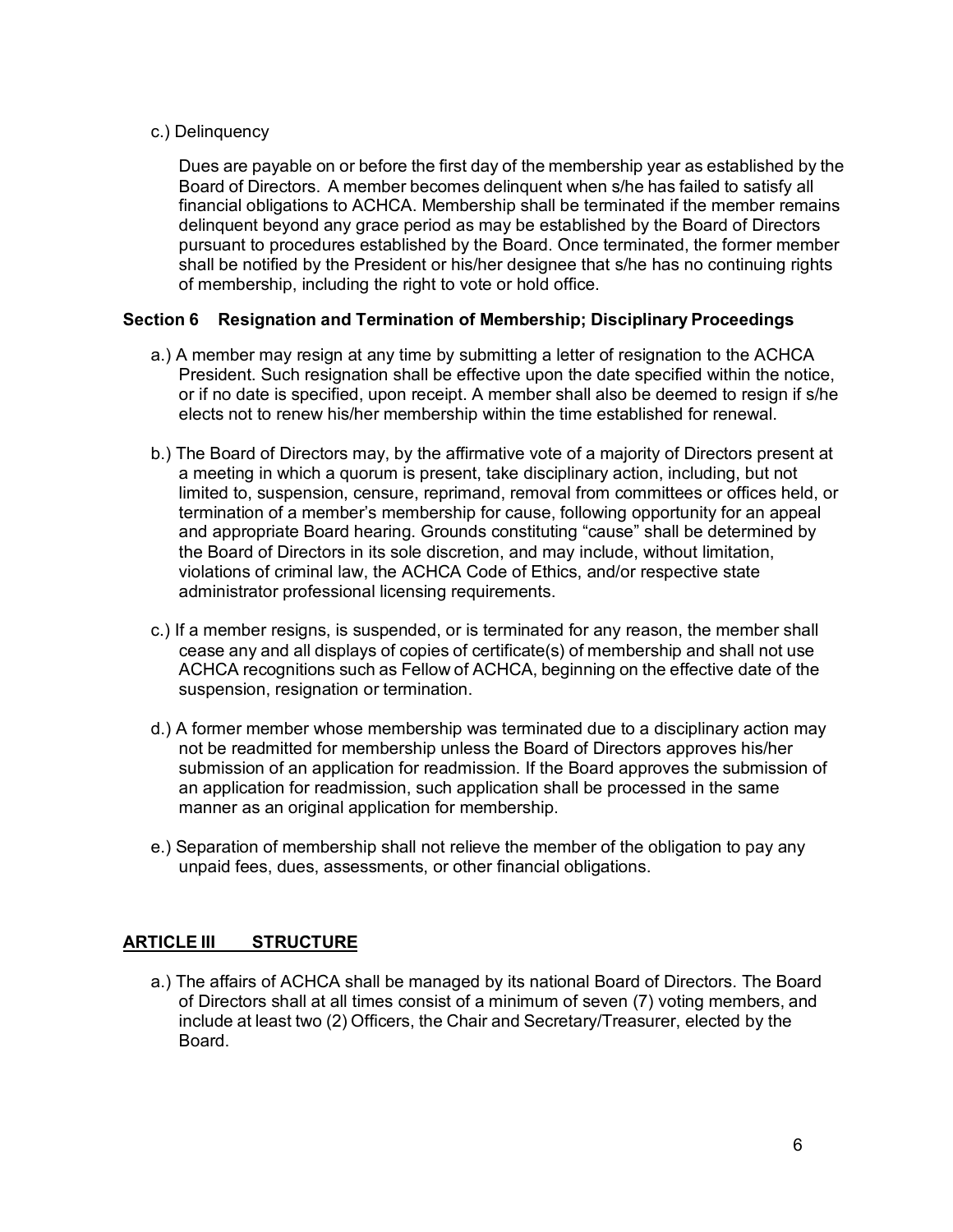c.) Delinquency

Dues are payable on or before the first day of the membership year as established by the Board of Directors. A member becomes delinquent when s/he has failed to satisfy all financial obligations to ACHCA. Membership shall be terminated if the member remains delinquent beyond any grace period as may be established by the Board of Directors pursuant to procedures established by the Board. Once terminated, the former member shall be notified by the President or his/her designee that s/he has no continuing rights of membership, including the right to vote or hold office.

### Section 6 Resignation and Termination of Membership; Disciplinary Proceedings

a.) A member may resign at any time by submitting a letter of resignation to the ACHCA President. Such resignation shall be effective upon the date specified within the notice, or if no date is specified, upon receipt. A member shall also be deemed to resign if s/he elects not to renew his/her membership within the time established for renewal.

b.) The Board of Directors may, by the affirmative vote of a majority of Directors present at a meeting in which a quorum is present, take disciplinary action, including, but not limited to, suspension, censure, reprimand, removal from committees or offices held, or termination of a member's membership for cause, following opportunity for an appeal and appropriate Board hearing. Grounds constituting "cause" shall be determined by the Board of Directors in its sole discretion, and may include, without limitation, violations of criminal law, the ACHCA Code of Ethics, and/or respective state administrator professional licensing requirements.

c.) If a member resigns, is suspended, or is terminated for any reason, the member shall cease any and all displays of copies of certificate(s) of membership and shall not use ACHCA recognitions such as Fellow of ACHCA, beginning on the effective date of the suspension, resignation or termination.

d.) A former member whose membership was terminated due to a disciplinary action may not be readmitted for membership unless the Board of Directors approves his/her submission of an application for readmission. If the Board approves the submission of an application for readmission, such application shall be processed in the same manner as an original application for membership.

e.) Separation of membership shall not relieve the member of the obligation to pay any unpaid fees, dues, assessments, or other financial obligations.

## ARTICLE III STRUCTURE

a.) The affairs of ACHCA shall be managed by its national Board of Directors. The Board of Directors shall at all times consist of a minimum of seven (7) voting members, and include at least two (2) Officers, the Chair and Secretary/Treasurer, elected by the Board.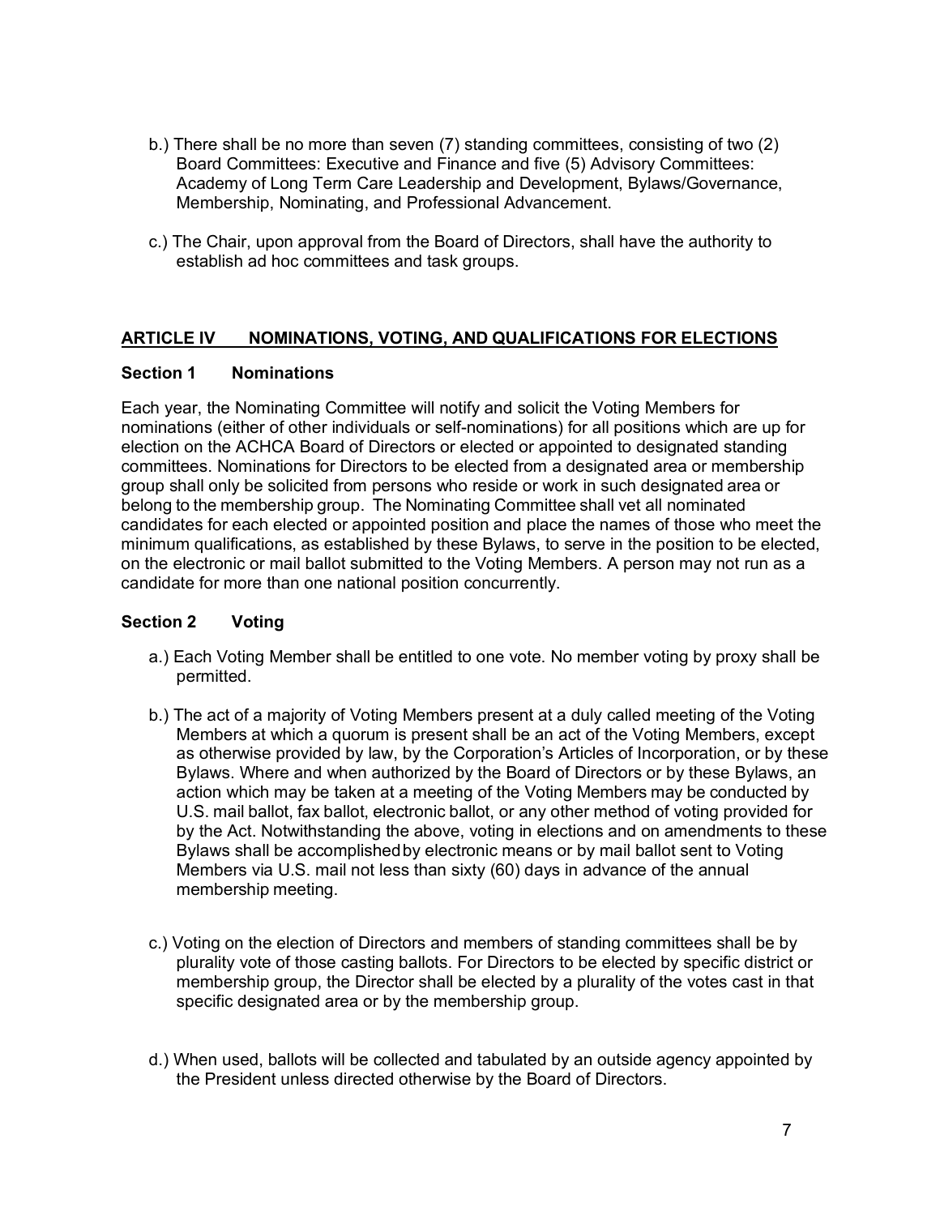b.) There shall be no more than seven (7) standing committees, consisting of two (2) Board Committees: Executive and Finance and five (5) Advisory Committees: Academy of Long Term Care Leadership and Development, Bylaws/Governance, Membership, Nominating, and Professional Advancement.

c.) The Chair, upon approval from the Board of Directors, shall have the authority to establish ad hoc committees and task groups.

## ARTICLE IV NOMINATIONS, VOTING, AND QUALIFICATIONS FOR ELECTIONS

### Section 1 Nominations

Each year, the Nominating Committee will notify and solicit the Voting Members for nominations (either of other individuals or self-nominations) for all positions which are up for election on the ACHCA Board of Directors or elected or appointed to designated standing committees. Nominations for Directors to be elected from a designated area or membership group shall only be solicited from persons who reside or work in such designated area or belong to the membership group. The Nominating Committee shall vet all nominated candidates for each elected or appointed position and place the names of those who meet the minimum qualifications, as established by these Bylaws, to serve in the position to be elected, on the electronic or mail ballot submitted to the Voting Members. A person may not run as a candidate for more than one national position concurrently.

### Section 2 Voting

a.) Each Voting Member shall be entitled to one vote. No member voting by proxy shall be permitted.

b.) The act of a majority of Voting Members present at a duly called meeting of the Voting Members at which a quorum is present shall be an act of the Voting Members, except as otherwise provided by law, by the Corporation's Articles of Incorporation, or by these Bylaws. Where and when authorized by the Board of Directors or by these Bylaws, an action which may be taken at a meeting of the Voting Members may be conducted by U.S. mail ballot, fax ballot, electronic ballot, or any other method of voting provided for by the Act. Notwithstanding the above, voting in elections and on amendments to these Bylaws shall be accomplished by electronic means or by mail ballot sent to Voting Members via U.S. mail not less than sixty (60) days in advance of the annual membership meeting.

c.) Voting on the election of Directors and members of standing committees shall be by plurality vote of those casting ballots. For Directors to be elected by specific district or membership group, the Director shall be elected by a plurality of the votes cast in that specific designated area or by the membership group.

d.) When used, ballots will be collected and tabulated by an outside agency appointed by the President unless directed otherwise by the Board of Directors.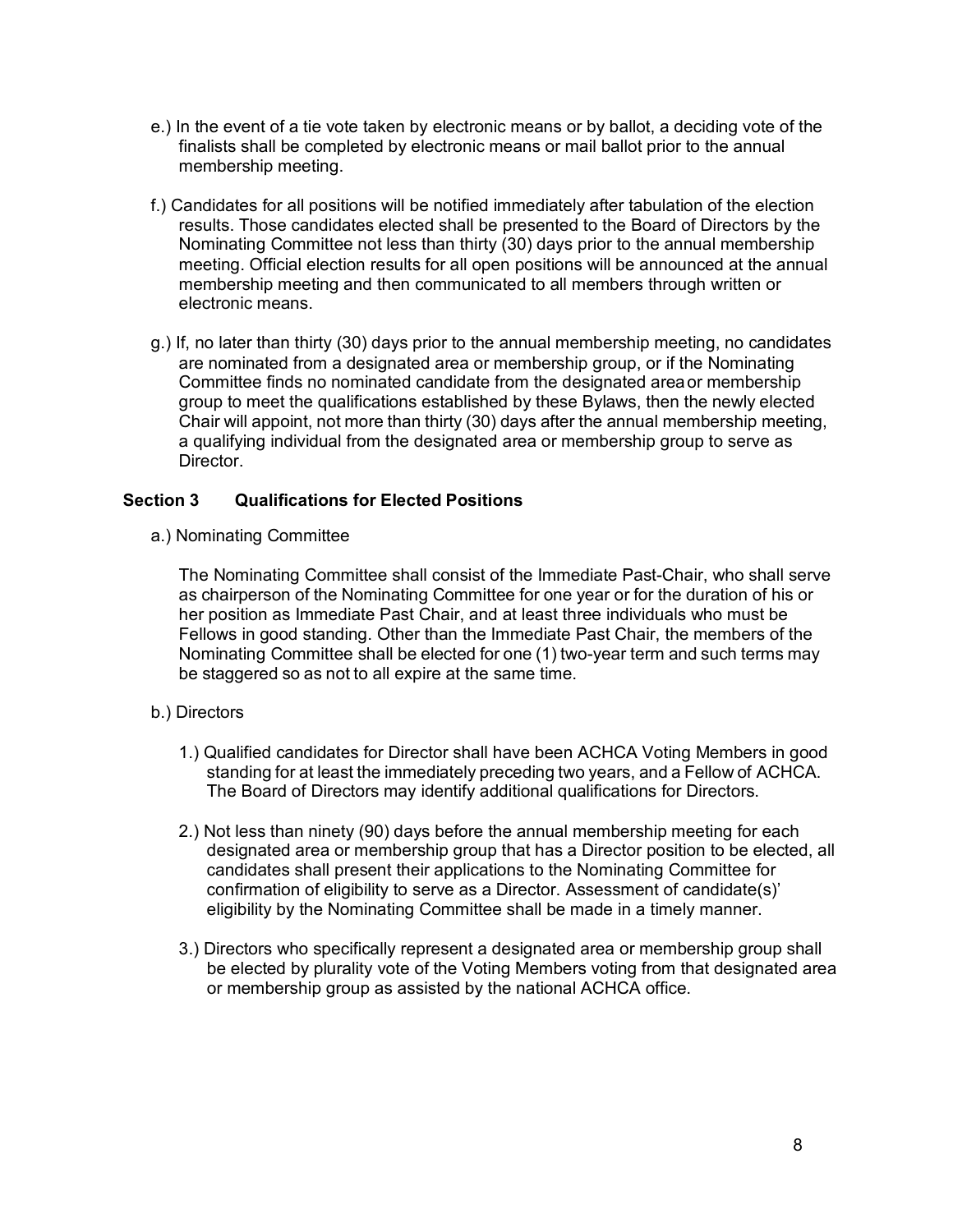e.) In the event of a tie vote taken by electronic means or by ballot, a deciding vote of the finalists shall be completed by electronic means or mail ballot prior to the annual membership meeting.

f.) Candidates for all positions will be notified immediately after tabulation of the election results. Those candidates elected shall be presented to the Board of Directors by the Nominating Committee not less than thirty (30) days prior to the annual membership meeting. Official election results for all open positions will be announced at the annual membership meeting and then communicated to all members through written or electronic means.

g.) If, no later than thirty (30) days prior to the annual membership meeting, no candidates are nominated from a designated area or membership group, or if the Nominating Committee finds no nominated candidate from the designated area or membership group to meet the qualifications established by these Bylaws, then the newly elected Chair will appoint, not more than thirty (30) days after the annual membership meeting, a qualifying individual from the designated area or membership group to serve as Director.

### Section 3 Qualifications for Elected Positions

a.) Nominating Committee

The Nominating Committee shall consist of the Immediate Past-Chair, who shall serve as chairperson of the Nominating Committee for one year or for the duration of his or her position as Immediate Past Chair, and at least three individuals who must be Fellows in good standing. Other than the Immediate Past Chair, the members of the Nominating Committee shall be elected for one (1) two-year term and such terms may be staggered so as not to all expire at the same time.

b.) Directors

1.) Qualified candidates for Director shall have been ACHCA Voting Members in good standing for at least the immediately preceding two years, and a Fellow of ACHCA. The Board of Directors may identify additional qualifications for Directors.

2.) Not less than ninety (90) days before the annual membership meeting for each designated area or membership group that has a Director position to be elected, all candidates shall present their applications to the Nominating Committee for confirmation of eligibility to serve as a Director. Assessment of candidate(s)' eligibility by the Nominating Committee shall be made in a timely manner.

3.) Directors who specifically represent a designated area or membership group shall be elected by plurality vote of the Voting Members voting from that designated area or membership group as assisted by the national ACHCA office.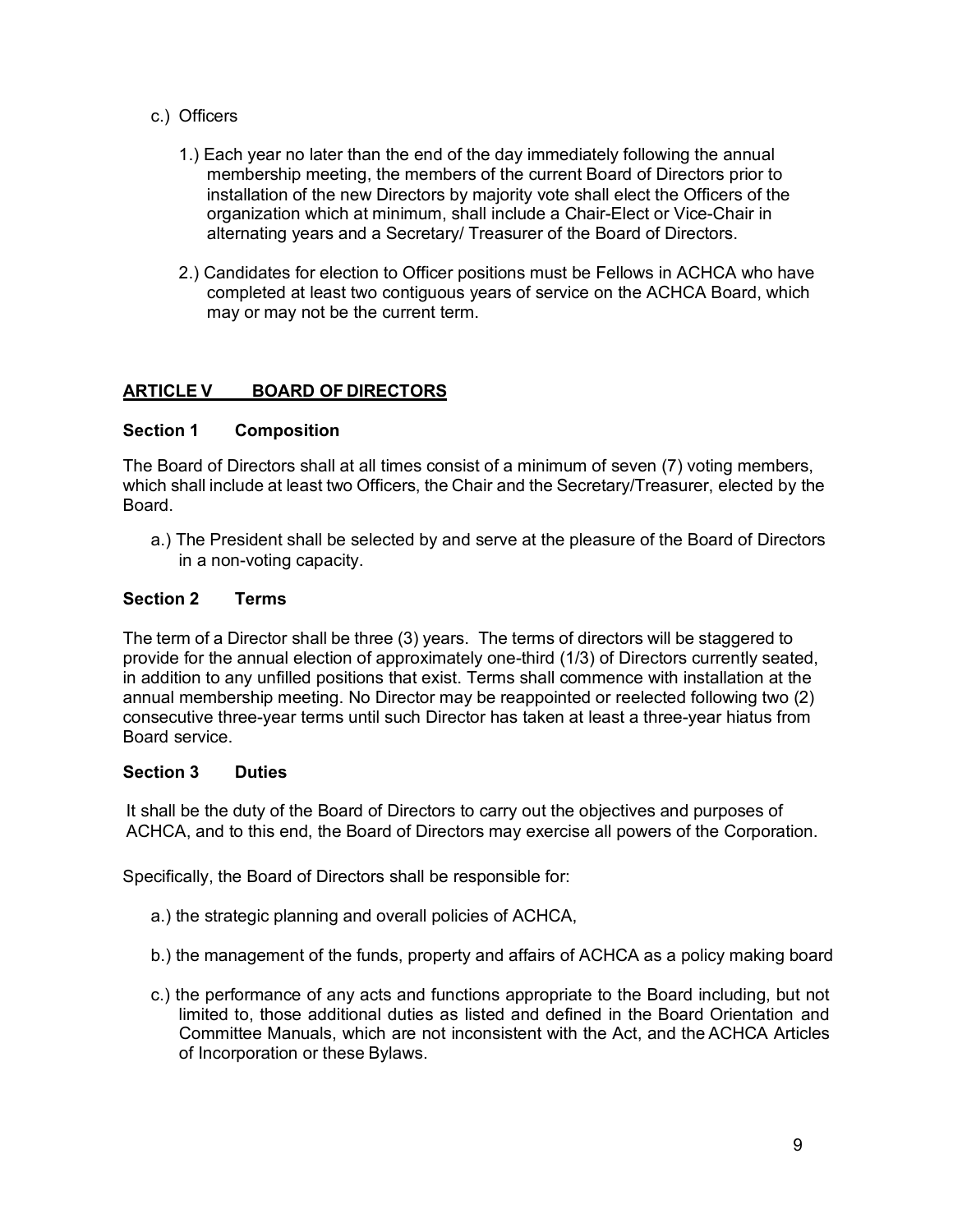c.) Officers

1.) Each year no later than the end of the day immediately following the annual membership meeting, the members of the current Board of Directors prior to installation of the new Directors by majority vote shall elect the Officers of the organization which at minimum, shall include a Chair-Elect or Vice-Chair in alternating years and a Secretary/ Treasurer of the Board of Directors.

2.) Candidates for election to Officer positions must be Fellows in ACHCA who have completed at least two contiguous years of service on the ACHCA Board, which may or may not be the current term.

## ARTICLE V BOARD OF DIRECTORS

### Section 1 Composition

The Board of Directors shall at all times consist of a minimum of seven (7) voting members, which shall include at least two Officers, the Chair and the Secretary/Treasurer, elected by the Board.

a.) The President shall be selected by and serve at the pleasure of the Board of Directors in a non-voting capacity.

### Section 2 Terms

The term of a Director shall be three (3) years. The terms of directors will be staggered to provide for the annual election of approximately one-third (1/3) of Directors currently seated, in addition to any unfilled positions that exist. Terms shall commence with installation at the annual membership meeting. No Director may be reappointed or reelected following two (2) consecutive three-year terms until such Director has taken at least a three-year hiatus from Board service.

### Section 3 Duties

It shall be the duty of the Board of Directors to carry out the objectives and purposes of ACHCA, and to this end, the Board of Directors may exercise all powers of the Corporation.

Specifically, the Board of Directors shall be responsible for:

a.) the strategic planning and overall policies of ACHCA,

b.) the management of the funds, property and affairs of ACHCA as a policy making board

c.) the performance of any acts and functions appropriate to the Board including, but not limited to, those additional duties as listed and defined in the Board Orientation and Committee Manuals, which are not inconsistent with the Act, and the ACHCA Articles of Incorporation or these Bylaws.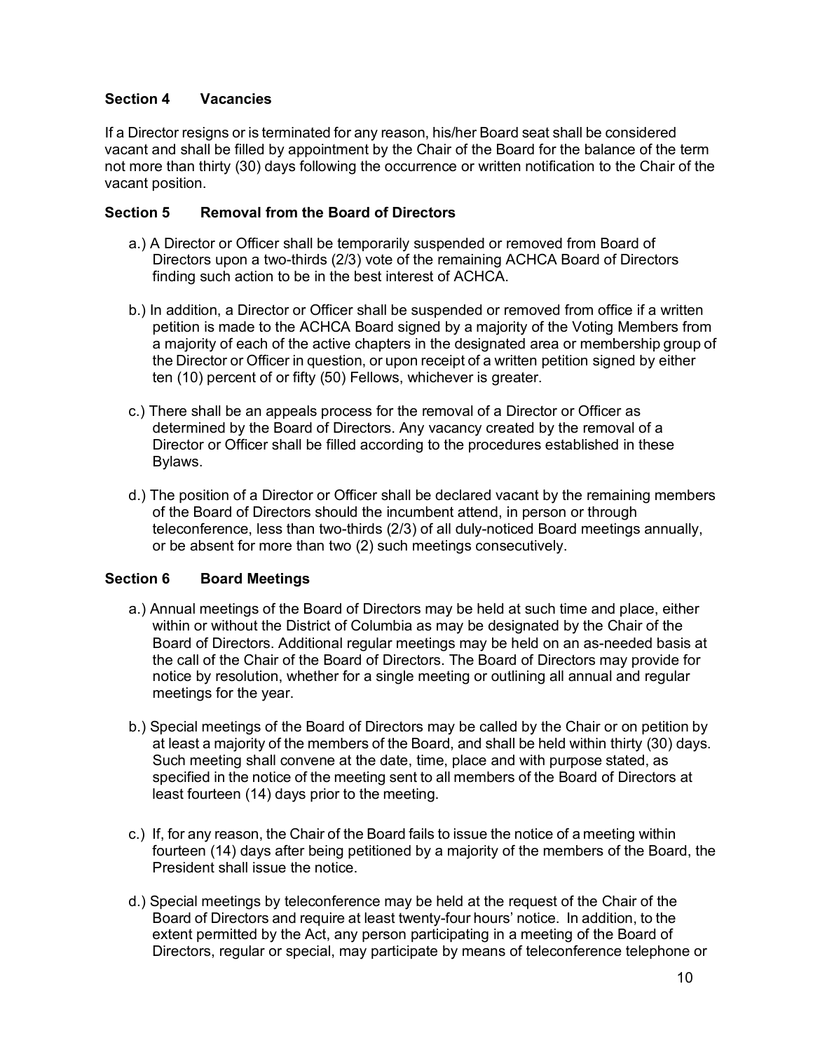## Section 4 Vacancies

If a Director resigns or is terminated for any reason, his/her Board seat shall be considered vacant and shall be filled by appointment by the Chair of the Board for the balance of the term not more than thirty (30) days following the occurrence or written notification to the Chair of the vacant position.

## Section 5 Removal from the Board of Directors

a.) A Director or Officer shall be temporarily suspended or removed from Board of Directors upon a two-thirds (2/3) vote of the remaining ACHCA Board of Directors finding such action to be in the best interest of ACHCA.

b.) In addition, a Director or Officer shall be suspended or removed from office if a written petition is made to the ACHCA Board signed by a majority of the Voting Members from a majority of each of the active chapters in the designated area or membership group of the Director or Officer in question, or upon receipt of a written petition signed by either ten (10) percent of or fifty (50) Fellows, whichever is greater.

c.) There shall be an appeals process for the removal of a Director or Officer as determined by the Board of Directors. Any vacancy created by the removal of a Director or Officer shall be filled according to the procedures established in these Bylaws.

d.) The position of a Director or Officer shall be declared vacant by the remaining members of the Board of Directors should the incumbent attend, in person or through teleconference, less than two-thirds (2/3) of all duly-noticed Board meetings annually, or be absent for more than two (2) such meetings consecutively.

## Section 6 Board Meetings

a.) Annual meetings of the Board of Directors may be held at such time and place, either within or without the District of Columbia as may be designated by the Chair of the Board of Directors. Additional regular meetings may be held on an as-needed basis at the call of the Chair of the Board of Directors. The Board of Directors may provide for notice by resolution, whether for a single meeting or outlining all annual and regular meetings for the year.

b.) Special meetings of the Board of Directors may be called by the Chair or on petition by at least a majority of the members of the Board, and shall be held within thirty (30) days. Such meeting shall convene at the date, time, place and with purpose stated, as specified in the notice of the meeting sent to all members of the Board of Directors at least fourteen (14) days prior to the meeting.

c.) If, for any reason, the Chair of the Board fails to issue the notice of a meeting within fourteen (14) days after being petitioned by a majority of the members of the Board, the President shall issue the notice.

d.) Special meetings by teleconference may be held at the request of the Chair of the Board of Directors and require at least twenty-four hours' notice. In addition, to the extent permitted by the Act, any person participating in a meeting of the Board of Directors, regular or special, may participate by means of teleconference telephone or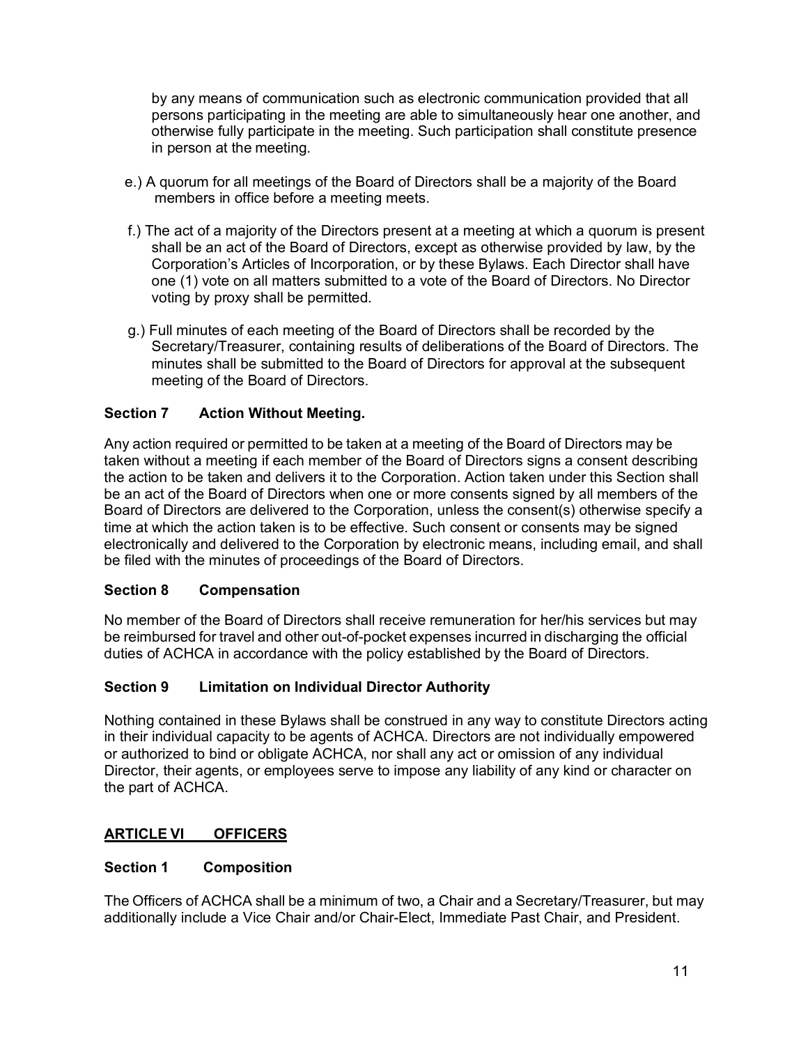by any means of communication such as electronic communication provided that all persons participating in the meeting are able to simultaneously hear one another, and otherwise fully participate in the meeting. Such participation shall constitute presence in person at the meeting.

e.) A quorum for all meetings of the Board of Directors shall be a majority of the Board members in office before a meeting meets.

f.) The act of a majority of the Directors present at a meeting at which a quorum is present shall be an act of the Board of Directors, except as otherwise provided by law, by the Corporation's Articles of Incorporation, or by these Bylaws. Each Director shall have one (1) vote on all matters submitted to a vote of the Board of Directors. No Director voting by proxy shall be permitted.

g.) Full minutes of each meeting of the Board of Directors shall be recorded by the Secretary/Treasurer, containing results of deliberations of the Board of Directors. The minutes shall be submitted to the Board of Directors for approval at the subsequent meeting of the Board of Directors.

### Section 7 Action Without Meeting.

Any action required or permitted to be taken at a meeting of the Board of Directors may be taken without a meeting if each member of the Board of Directors signs a consent describing the action to be taken and delivers it to the Corporation. Action taken under this Section shall be an act of the Board of Directors when one or more consents signed by all members of the Board of Directors are delivered to the Corporation, unless the consent(s) otherwise specify a time at which the action taken is to be effective. Such consent or consents may be signed electronically and delivered to the Corporation by electronic means, including email, and shall be filed with the minutes of proceedings of the Board of Directors.

### Section 8 Compensation

No member of the Board of Directors shall receive remuneration for her/his services but may be reimbursed for travel and other out-of-pocket expenses incurred in discharging the official duties of ACHCA in accordance with the policy established by the Board of Directors.

### Section 9 Limitation on Individual Director Authority

Nothing contained in these Bylaws shall be construed in any way to constitute Directors acting in their individual capacity to be agents of ACHCA. Directors are not individually empowered or authorized to bind or obligate ACHCA, nor shall any act or omission of any individual Director, their agents, or employees serve to impose any liability of any kind or character on the part of ACHCA.

## ARTICLE VI OFFICERS

### Section 1 Composition

The Officers of ACHCA shall be a minimum of two, a Chair and a Secretary/Treasurer, but may additionally include a Vice Chair and/or Chair-Elect, Immediate Past Chair, and President.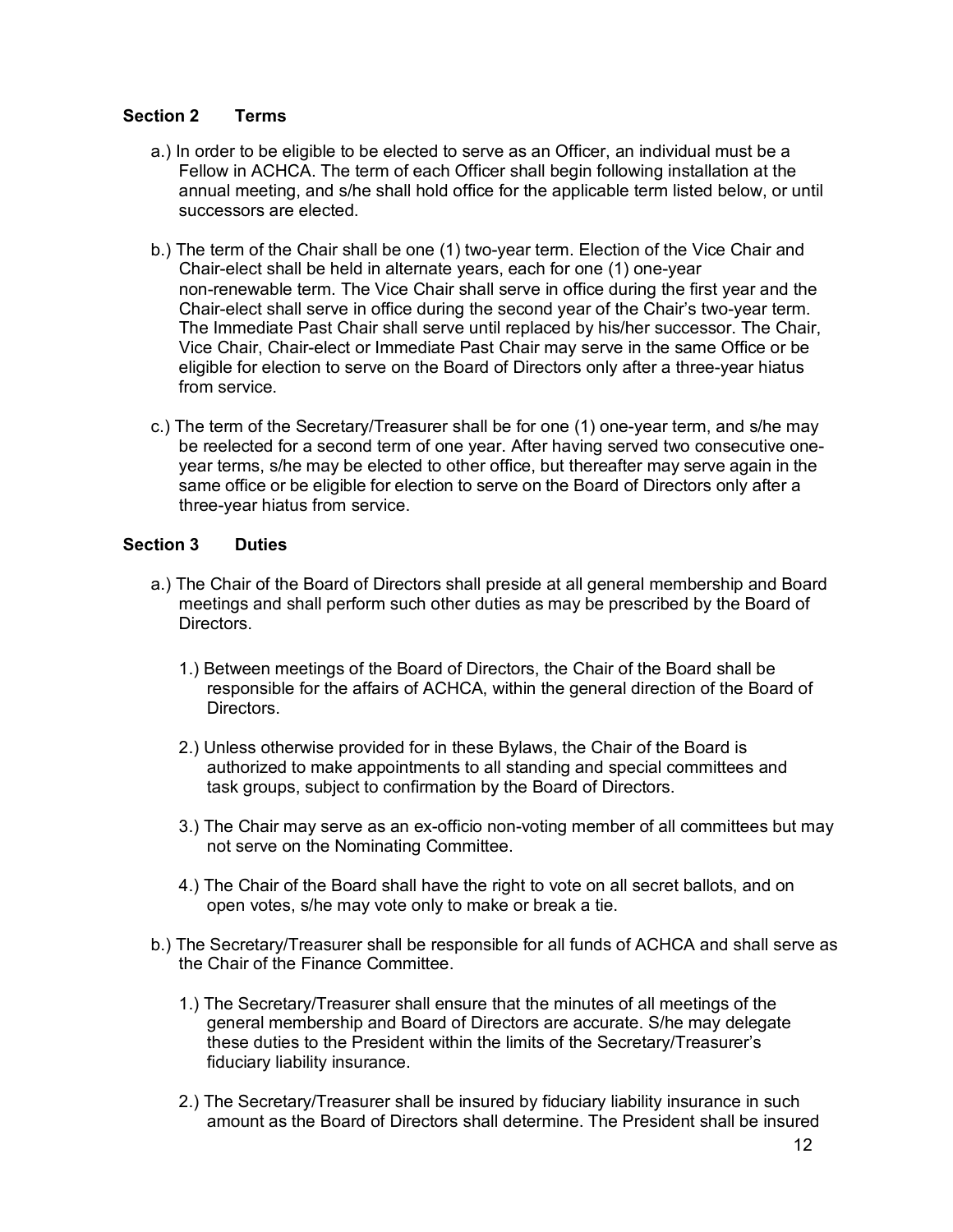### Section 2 Terms

a.) In order to be eligible to be elected to serve as an Officer, an individual must be a Fellow in ACHCA. The term of each Officer shall begin following installation at the annual meeting, and s/he shall hold office for the applicable term listed below, or until successors are elected.

b.) The term of the Chair shall be one (1) two-year term. Election of the Vice Chair and Chair-elect shall be held in alternate years, each for one (1) one-year non-renewable term. The Vice Chair shall serve in office during the first year and the Chair-elect shall serve in office during the second year of the Chair's two-year term. The Immediate Past Chair shall serve until replaced by his/her successor. The Chair, Vice Chair, Chair-elect or Immediate Past Chair may serve in the same Office or be eligible for election to serve on the Board of Directors only after a three-year hiatus from service.

c.) The term of the Secretary/Treasurer shall be for one (1) one-year term, and s/he may be reelected for a second term of one year. After having served two consecutive one-year terms, s/he may be elected to other office, but thereafter may serve again in the same office or be eligible for election to serve on the Board of Directors only after a three-year hiatus from service.

### Section 3 Duties

a.) The Chair of the Board of Directors shall preside at all general membership and Board meetings and shall perform such other duties as may be prescribed by the Board of Directors.

1.) Between meetings of the Board of Directors, the Chair of the Board shall be responsible for the affairs of ACHCA, within the general direction of the Board of Directors.

2.) Unless otherwise provided for in these Bylaws, the Chair of the Board is authorized to make appointments to all standing and special committees and task groups, subject to confirmation by the Board of Directors.

3.) The Chair may serve as an ex-officio non-voting member of all committees but may not serve on the Nominating Committee.

4.) The Chair of the Board shall have the right to vote on all secret ballots, and on open votes, s/he may vote only to make or break a tie.

b.) The Secretary/Treasurer shall be responsible for all funds of ACHCA and shall serve as the Chair of the Finance Committee.

1.) The Secretary/Treasurer shall ensure that the minutes of all meetings of the general membership and Board of Directors are accurate. S/he may delegate these duties to the President within the limits of the Secretary/Treasurer's fiduciary liability insurance.

2.) The Secretary/Treasurer shall be insured by fiduciary liability insurance in such amount as the Board of Directors shall determine. The President shall be insured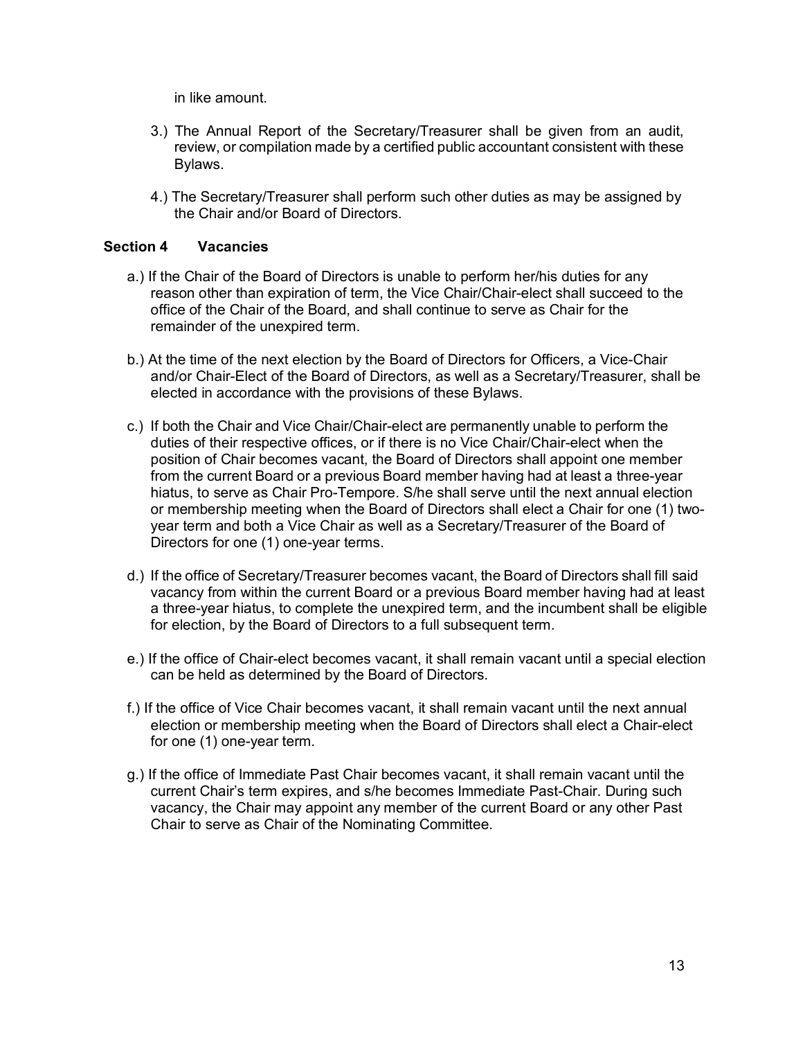in like amount.

3.) The Annual Report of the Secretary/Treasurer shall be given from an audit, review, or compilation made by a certified public accountant consistent with these Bylaws.

4.) The Secretary/Treasurer shall perform such other duties as may be assigned by the Chair and/or Board of Directors.

### Section 4 Vacancies

a.) If the Chair of the Board of Directors is unable to perform her/his duties for any reason other than expiration of term, the Vice Chair/Chair-elect shall succeed to the office of the Chair of the Board, and shall continue to serve as Chair for the remainder of the unexpired term.

b.) At the time of the next election by the Board of Directors for Officers, a Vice-Chair and/or Chair-Elect of the Board of Directors, as well as a Secretary/Treasurer, shall be elected in accordance with the provisions of these Bylaws.

c.) If both the Chair and Vice Chair/Chair-elect are permanently unable to perform the duties of their respective offices, or if there is no Vice Chair/Chair-elect when the position of Chair becomes vacant, the Board of Directors shall appoint one member from the current Board or a previous Board member having had at least a three-year hiatus, to serve as Chair Pro-Tempore. S/he shall serve until the next annual election or membership meeting when the Board of Directors shall elect a Chair for one (1) two-year term and both a Vice Chair as well as a Secretary/Treasurer of the Board of Directors for one (1) one-year terms.

d.) If the office of Secretary/Treasurer becomes vacant, the Board of Directors shall fill said vacancy from within the current Board or a previous Board member having had at least a three-year hiatus, to complete the unexpired term, and the incumbent shall be eligible for election, by the Board of Directors to a full subsequent term.

e.) If the office of Chair-elect becomes vacant, it shall remain vacant until a special election can be held as determined by the Board of Directors.

f.) If the office of Vice Chair becomes vacant, it shall remain vacant until the next annual election or membership meeting when the Board of Directors shall elect a Chair-elect for one (1) one-year term.

g.) If the office of Immediate Past Chair becomes vacant, it shall remain vacant until the current Chair's term expires, and s/he becomes Immediate Past-Chair. During such vacancy, the Chair may appoint any member of the current Board or any other Past Chair to serve as Chair of the Nominating Committee.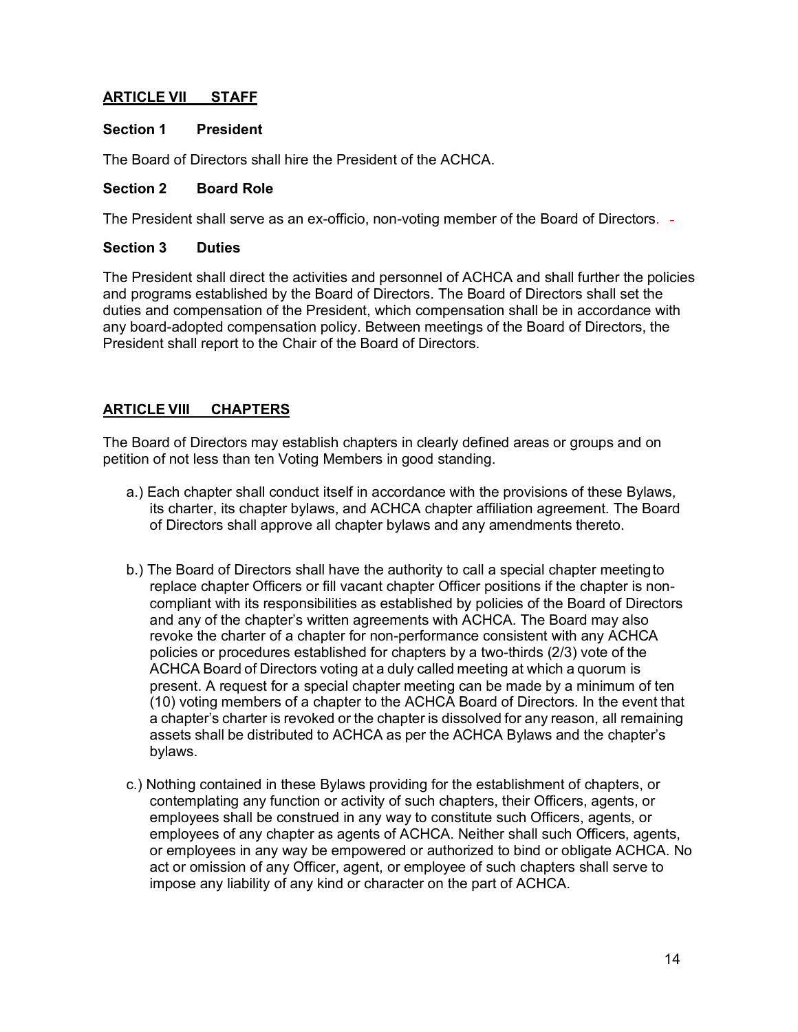## ARTICLE VII STAFF

### Section 1 President

The Board of Directors shall hire the President of the ACHCA.

### Section 2 Board Role

The President shall serve as an ex-officio, non-voting member of the Board of Directors.

### Section 3 Duties

The President shall direct the activities and personnel of ACHCA and shall further the policies and programs established by the Board of Directors. The Board of Directors shall set the duties and compensation of the President, which compensation shall be in accordance with any board-adopted compensation policy. Between meetings of the Board of Directors, the President shall report to the Chair of the Board of Directors.

## ARTICLE VIII CHAPTERS

The Board of Directors may establish chapters in clearly defined areas or groups and on petition of not less than ten Voting Members in good standing.

a.) Each chapter shall conduct itself in accordance with the provisions of these Bylaws, its charter, its chapter bylaws, and ACHCA chapter affiliation agreement. The Board of Directors shall approve all chapter bylaws and any amendments thereto.

b.) The Board of Directors shall have the authority to call a special chapter meeting to replace chapter Officers or fill vacant chapter Officer positions if the chapter is non-compliant with its responsibilities as established by policies of the Board of Directors and any of the chapter's written agreements with ACHCA. The Board may also revoke the charter of a chapter for non-performance consistent with any ACHCA policies or procedures established for chapters by a two-thirds (2/3) vote of the ACHCA Board of Directors voting at a duly called meeting at which a quorum is present. A request for a special chapter meeting can be made by a minimum of ten (10) voting members of a chapter to the ACHCA Board of Directors. In the event that a chapter's charter is revoked or the chapter is dissolved for any reason, all remaining assets shall be distributed to ACHCA as per the ACHCA Bylaws and the chapter's bylaws.

c.) Nothing contained in these Bylaws providing for the establishment of chapters, or contemplating any function or activity of such chapters, their Officers, agents, or employees shall be construed in any way to constitute such Officers, agents, or employees of any chapter as agents of ACHCA. Neither shall such Officers, agents, or employees in any way be empowered or authorized to bind or obligate ACHCA. No act or omission of any Officer, agent, or employee of such chapters shall serve to impose any liability of any kind or character on the part of ACHCA.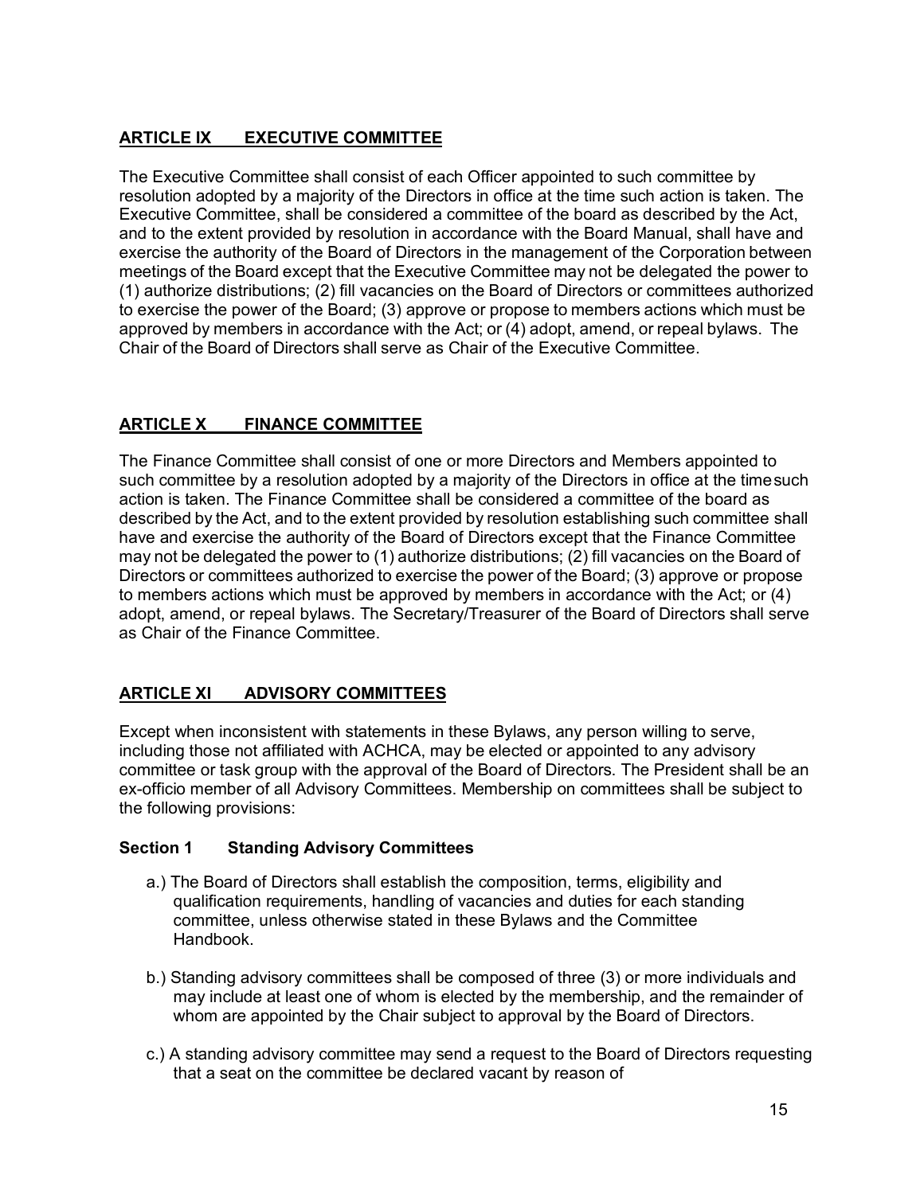## ARTICLE IX EXECUTIVE COMMITTEE

The Executive Committee shall consist of each Officer appointed to such committee by resolution adopted by a majority of the Directors in office at the time such action is taken. The Executive Committee, shall be considered a committee of the board as described by the Act, and to the extent provided by resolution in accordance with the Board Manual, shall have and exercise the authority of the Board of Directors in the management of the Corporation between meetings of the Board except that the Executive Committee may not be delegated the power to (1) authorize distributions; (2) fill vacancies on the Board of Directors or committees authorized to exercise the power of the Board; (3) approve or propose to members actions which must be approved by members in accordance with the Act; or (4) adopt, amend, or repeal bylaws. The Chair of the Board of Directors shall serve as Chair of the Executive Committee.

## ARTICLE X FINANCE COMMITTEE

The Finance Committee shall consist of one or more Directors and Members appointed to such committee by a resolution adopted by a majority of the Directors in office at the time such action is taken. The Finance Committee shall be considered a committee of the board as described by the Act, and to the extent provided by resolution establishing such committee shall have and exercise the authority of the Board of Directors except that the Finance Committee may not be delegated the power to (1) authorize distributions; (2) fill vacancies on the Board of Directors or committees authorized to exercise the power of the Board; (3) approve or propose to members actions which must be approved by members in accordance with the Act; or (4) adopt, amend, or repeal bylaws. The Secretary/Treasurer of the Board of Directors shall serve as Chair of the Finance Committee.

## ARTICLE XI ADVISORY COMMITTEES

Except when inconsistent with statements in these Bylaws, any person willing to serve, including those not affiliated with ACHCA, may be elected or appointed to any advisory committee or task group with the approval of the Board of Directors. The President shall be an ex-officio member of all Advisory Committees. Membership on committees shall be subject to the following provisions:

### Section 1 Standing Advisory Committees

a.) The Board of Directors shall establish the composition, terms, eligibility and qualification requirements, handling of vacancies and duties for each standing committee, unless otherwise stated in these Bylaws and the Committee Handbook.

b.) Standing advisory committees shall be composed of three (3) or more individuals and may include at least one of whom is elected by the membership, and the remainder of whom are appointed by the Chair subject to approval by the Board of Directors.

c.) A standing advisory committee may send a request to the Board of Directors requesting that a seat on the committee be declared vacant by reason of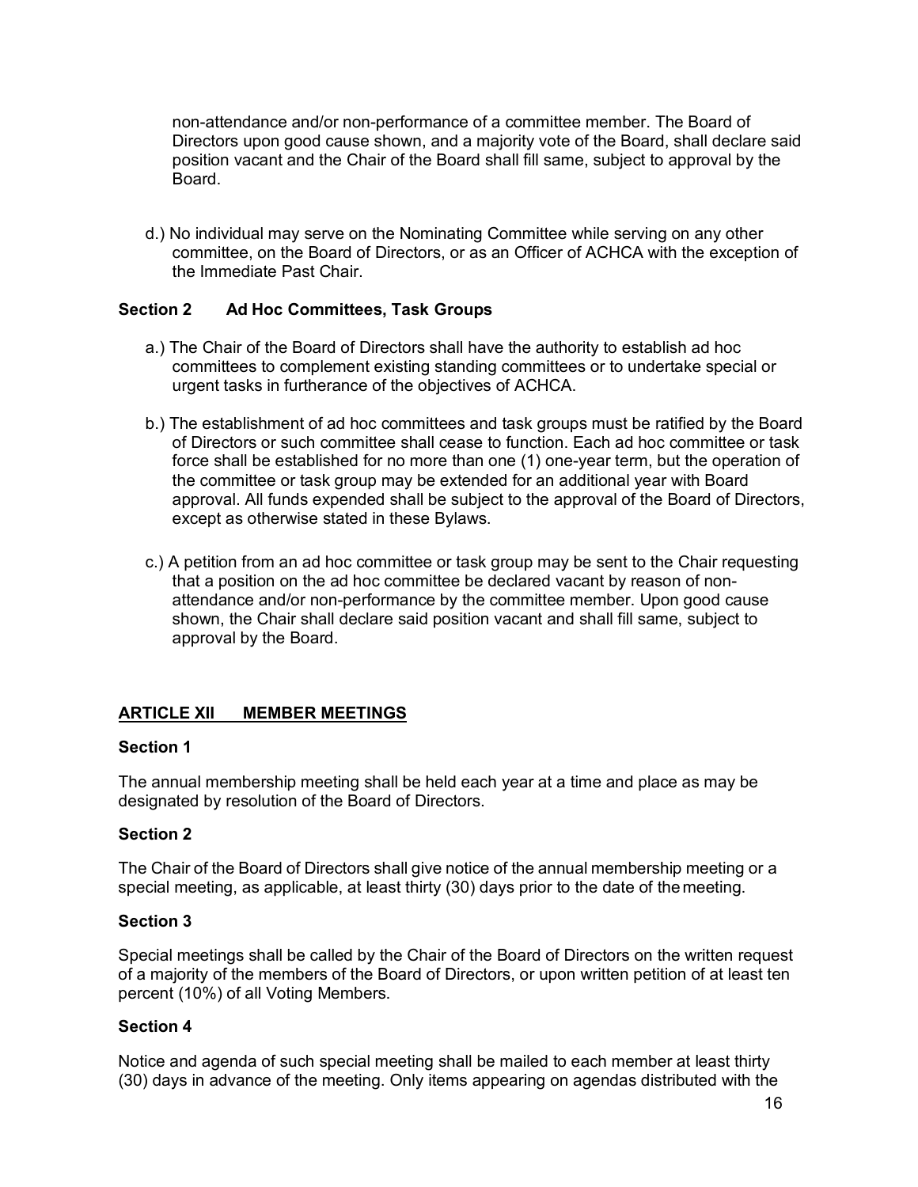non-attendance and/or non-performance of a committee member. The Board of Directors upon good cause shown, and a majority vote of the Board, shall declare said position vacant and the Chair of the Board shall fill same, subject to approval by the Board.

d.) No individual may serve on the Nominating Committee while serving on any other committee, on the Board of Directors, or as an Officer of ACHCA with the exception of the Immediate Past Chair.

**Section 2 Ad Hoc Committees, Task Groups**

a.) The Chair of the Board of Directors shall have the authority to establish ad hoc committees to complement existing standing committees or to undertake special or urgent tasks in furtherance of the objectives of ACHCA.

b.) The establishment of ad hoc committees and task groups must be ratified by the Board of Directors or such committee shall cease to function. Each ad hoc committee or task force shall be established for no more than one (1) one-year term, but the operation of the committee or task group may be extended for an additional year with Board approval. All funds expended shall be subject to the approval of the Board of Directors, except as otherwise stated in these Bylaws.

c.) A petition from an ad hoc committee or task group may be sent to the Chair requesting that a position on the ad hoc committee be declared vacant by reason of non-attendance and/or non-performance by the committee member. Upon good cause shown, the Chair shall declare said position vacant and shall fill same, subject to approval by the Board.

## ARTICLE XII MEMBER MEETINGS

**Section 1**

The annual membership meeting shall be held each year at a time and place as may be designated by resolution of the Board of Directors.

**Section 2**

The Chair of the Board of Directors shall give notice of the annual membership meeting or a special meeting, as applicable, at least thirty (30) days prior to the date of the meeting.

**Section 3**

Special meetings shall be called by the Chair of the Board of Directors on the written request of a majority of the members of the Board of Directors, or upon written petition of at least ten percent (10%) of all Voting Members.

**Section 4**

Notice and agenda of such special meeting shall be mailed to each member at least thirty (30) days in advance of the meeting. Only items appearing on agendas distributed with the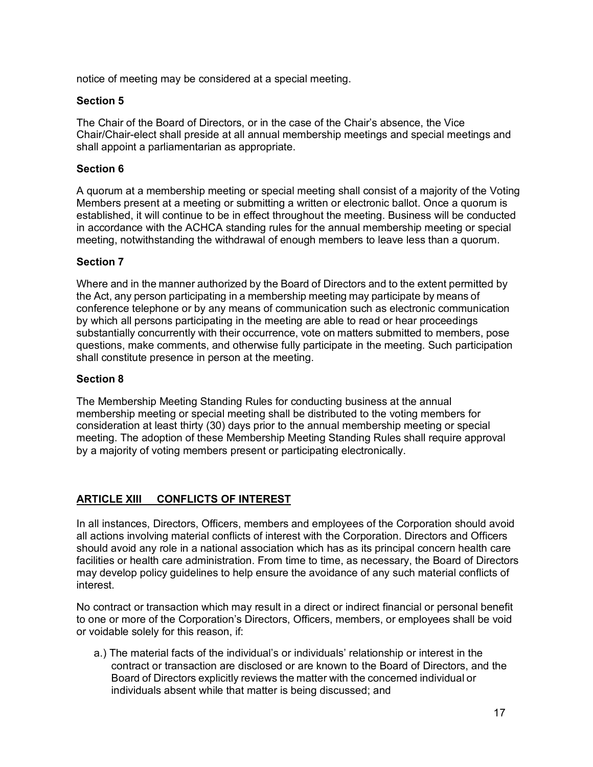notice of meeting may be considered at a special meeting.

**Section 5**

The Chair of the Board of Directors, or in the case of the Chair's absence, the Vice Chair/Chair-elect shall preside at all annual membership meetings and special meetings and shall appoint a parliamentarian as appropriate.

**Section 6**

A quorum at a membership meeting or special meeting shall consist of a majority of the Voting Members present at a meeting or submitting a written or electronic ballot. Once a quorum is established, it will continue to be in effect throughout the meeting. Business will be conducted in accordance with the ACHCA standing rules for the annual membership meeting or special meeting, notwithstanding the withdrawal of enough members to leave less than a quorum.

**Section 7**

Where and in the manner authorized by the Board of Directors and to the extent permitted by the Act, any person participating in a membership meeting may participate by means of conference telephone or by any means of communication such as electronic communication by which all persons participating in the meeting are able to read or hear proceedings substantially concurrently with their occurrence, vote on matters submitted to members, pose questions, make comments, and otherwise fully participate in the meeting. Such participation shall constitute presence in person at the meeting.

**Section 8**

The Membership Meeting Standing Rules for conducting business at the annual membership meeting or special meeting shall be distributed to the voting members for consideration at least thirty (30) days prior to the annual membership meeting or special meeting. The adoption of these Membership Meeting Standing Rules shall require approval by a majority of voting members present or participating electronically.

## ARTICLE XIII CONFLICTS OF INTEREST

In all instances, Directors, Officers, members and employees of the Corporation should avoid all actions involving material conflicts of interest with the Corporation. Directors and Officers should avoid any role in a national association which has as its principal concern health care facilities or health care administration. From time to time, as necessary, the Board of Directors may develop policy guidelines to help ensure the avoidance of any such material conflicts of interest.

No contract or transaction which may result in a direct or indirect financial or personal benefit to one or more of the Corporation's Directors, Officers, members, or employees shall be void or voidable solely for this reason, if:

a.) The material facts of the individual's or individuals' relationship or interest in the contract or transaction are disclosed or are known to the Board of Directors, and the Board of Directors explicitly reviews the matter with the concerned individual or individuals absent while that matter is being discussed; and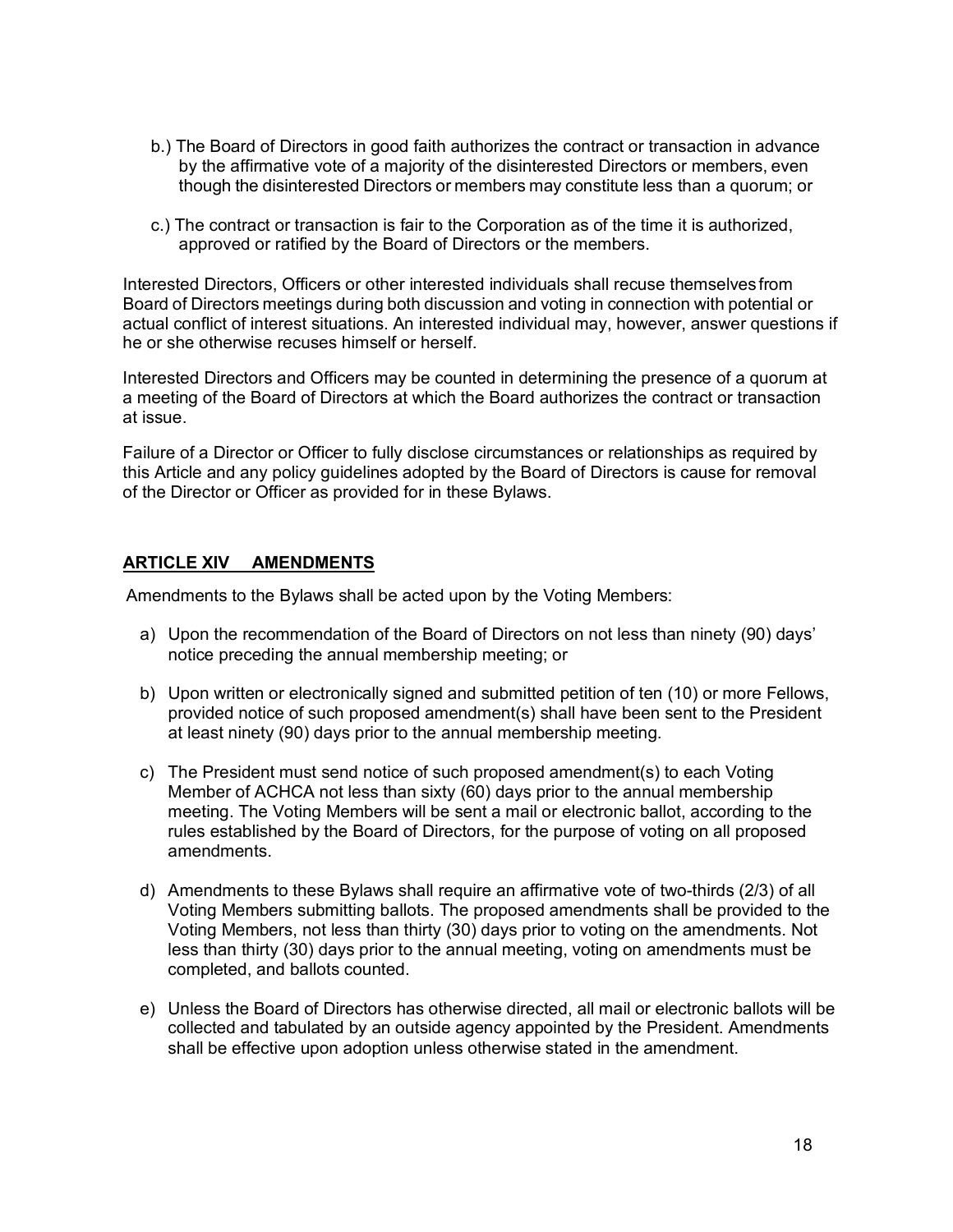b.) The Board of Directors in good faith authorizes the contract or transaction in advance by the affirmative vote of a majority of the disinterested Directors or members, even though the disinterested Directors or members may constitute less than a quorum; or

c.) The contract or transaction is fair to the Corporation as of the time it is authorized, approved or ratified by the Board of Directors or the members.

Interested Directors, Officers or other interested individuals shall recuse themselves from Board of Directors meetings during both discussion and voting in connection with potential or actual conflict of interest situations. An interested individual may, however, answer questions if he or she otherwise recuses himself or herself.

Interested Directors and Officers may be counted in determining the presence of a quorum at a meeting of the Board of Directors at which the Board authorizes the contract or transaction at issue.

Failure of a Director or Officer to fully disclose circumstances or relationships as required by this Article and any policy guidelines adopted by the Board of Directors is cause for removal of the Director or Officer as provided for in these Bylaws.

## ARTICLE XIV AMENDMENTS

Amendments to the Bylaws shall be acted upon by the Voting Members:

a) Upon the recommendation of the Board of Directors on not less than ninety (90) days' notice preceding the annual membership meeting; or

b) Upon written or electronically signed and submitted petition of ten (10) or more Fellows, provided notice of such proposed amendment(s) shall have been sent to the President at least ninety (90) days prior to the annual membership meeting.

c) The President must send notice of such proposed amendment(s) to each Voting Member of ACHCA not less than sixty (60) days prior to the annual membership meeting. The Voting Members will be sent a mail or electronic ballot, according to the rules established by the Board of Directors, for the purpose of voting on all proposed amendments.

d) Amendments to these Bylaws shall require an affirmative vote of two-thirds (2/3) of all Voting Members submitting ballots. The proposed amendments shall be provided to the Voting Members, not less than thirty (30) days prior to voting on the amendments. Not less than thirty (30) days prior to the annual meeting, voting on amendments must be completed, and ballots counted.

e) Unless the Board of Directors has otherwise directed, all mail or electronic ballots will be collected and tabulated by an outside agency appointed by the President. Amendments shall be effective upon adoption unless otherwise stated in the amendment.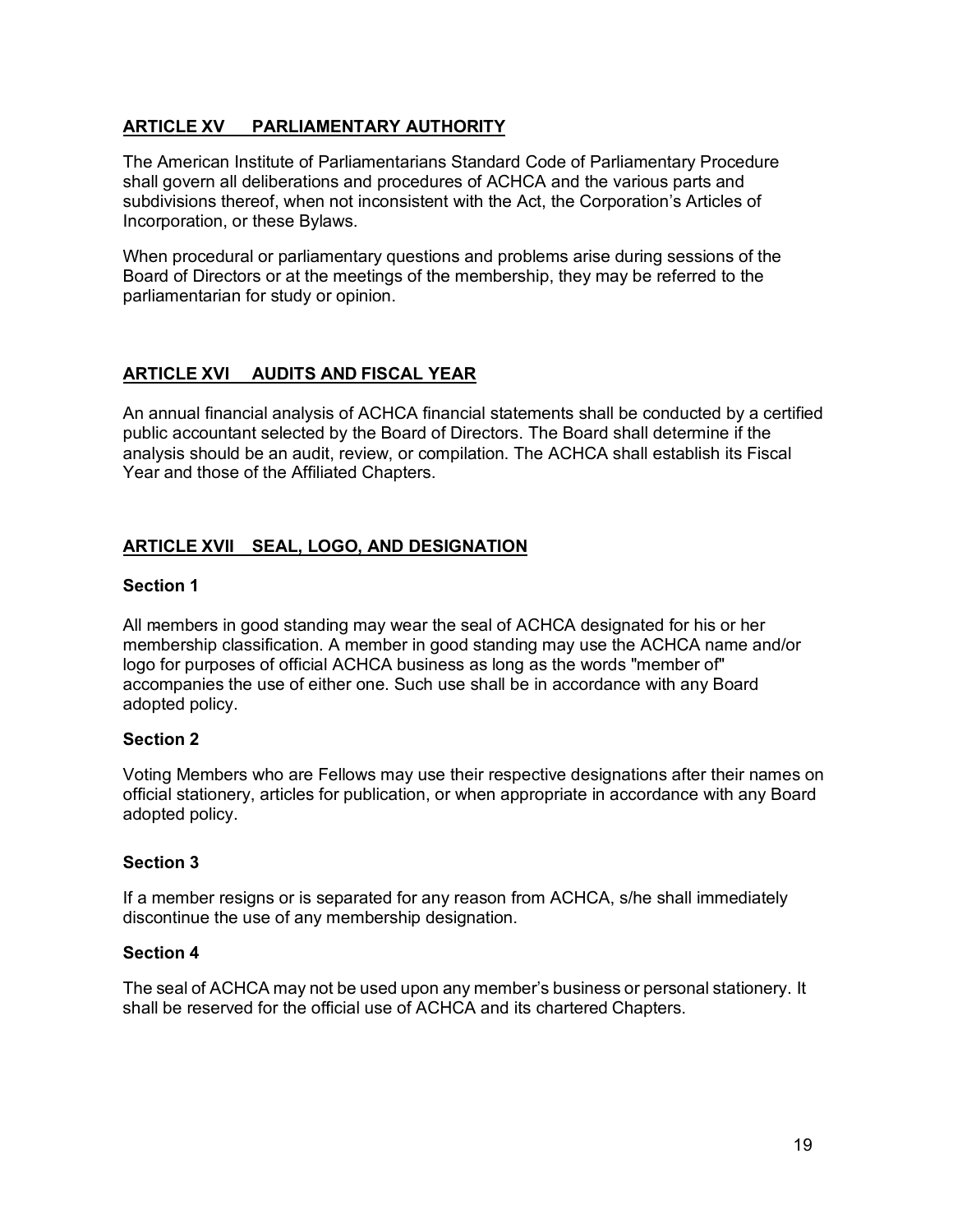## **ARTICLE XV PARLIAMENTARY AUTHORITY**

The American Institute of Parliamentarians Standard Code of Parliamentary Procedure shall govern all deliberations and procedures of ACHCA and the various parts and subdivisions thereof, when not inconsistent with the Act, the Corporation's Articles of Incorporation, or these Bylaws.

When procedural or parliamentary questions and problems arise during sessions of the Board of Directors or at the meetings of the membership, they may be referred to the parliamentarian for study or opinion.

## **ARTICLE XVI AUDITS AND FISCAL YEAR**

An annual financial analysis of ACHCA financial statements shall be conducted by a certified public accountant selected by the Board of Directors. The Board shall determine if the analysis should be an audit, review, or compilation. The ACHCA shall establish its Fiscal Year and those of the Affiliated Chapters.

## **ARTICLE XVII SEAL, LOGO, AND DESIGNATION**

### **Section 1**

All members in good standing may wear the seal of ACHCA designated for his or her membership classification. A member in good standing may use the ACHCA name and/or logo for purposes of official ACHCA business as long as the words "member of" accompanies the use of either one. Such use shall be in accordance with any Board adopted policy.

### **Section 2**

Voting Members who are Fellows may use their respective designations after their names on official stationery, articles for publication, or when appropriate in accordance with any Board adopted policy.

### **Section 3**

If a member resigns or is separated for any reason from ACHCA, s/he shall immediately discontinue the use of any membership designation.

### **Section 4**

The seal of ACHCA may not be used upon any member's business or personal stationery. It shall be reserved for the official use of ACHCA and its chartered Chapters.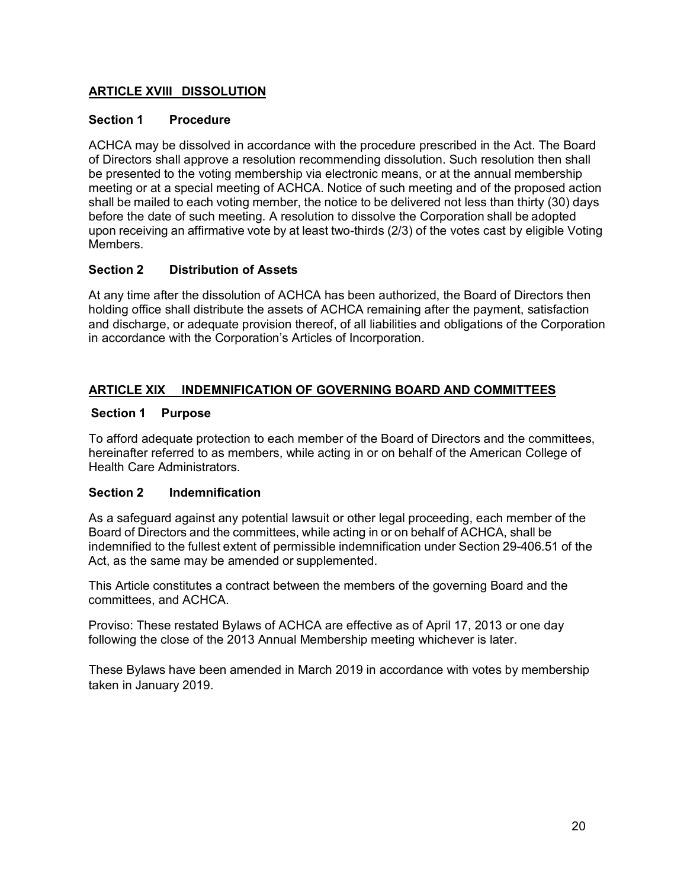## ARTICLE XVIII DISSOLUTION

### Section 1 Procedure

ACHCA may be dissolved in accordance with the procedure prescribed in the Act. The Board of Directors shall approve a resolution recommending dissolution. Such resolution then shall be presented to the voting membership via electronic means, or at the annual membership meeting or at a special meeting of ACHCA. Notice of such meeting and of the proposed action shall be mailed to each voting member, the notice to be delivered not less than thirty (30) days before the date of such meeting. A resolution to dissolve the Corporation shall be adopted upon receiving an affirmative vote by at least two-thirds (2/3) of the votes cast by eligible Voting Members.

### Section 2 Distribution of Assets

At any time after the dissolution of ACHCA has been authorized, the Board of Directors then holding office shall distribute the assets of ACHCA remaining after the payment, satisfaction and discharge, or adequate provision thereof, of all liabilities and obligations of the Corporation in accordance with the Corporation's Articles of Incorporation.

## ARTICLE XIX INDEMNIFICATION OF GOVERNING BOARD AND COMMITTEES

### Section 1 Purpose

To afford adequate protection to each member of the Board of Directors and the committees, hereinafter referred to as members, while acting in or on behalf of the American College of Health Care Administrators.

### Section 2 Indemnification

As a safeguard against any potential lawsuit or other legal proceeding, each member of the Board of Directors and the committees, while acting in or on behalf of ACHCA, shall be indemnified to the fullest extent of permissible indemnification under Section 29-406.51 of the Act, as the same may be amended or supplemented.

This Article constitutes a contract between the members of the governing Board and the committees, and ACHCA.

Proviso: These restated Bylaws of ACHCA are effective as of April 17, 2013 or one day following the close of the 2013 Annual Membership meeting whichever is later.

These Bylaws have been amended in March 2019 in accordance with votes by membership taken in January 2019.